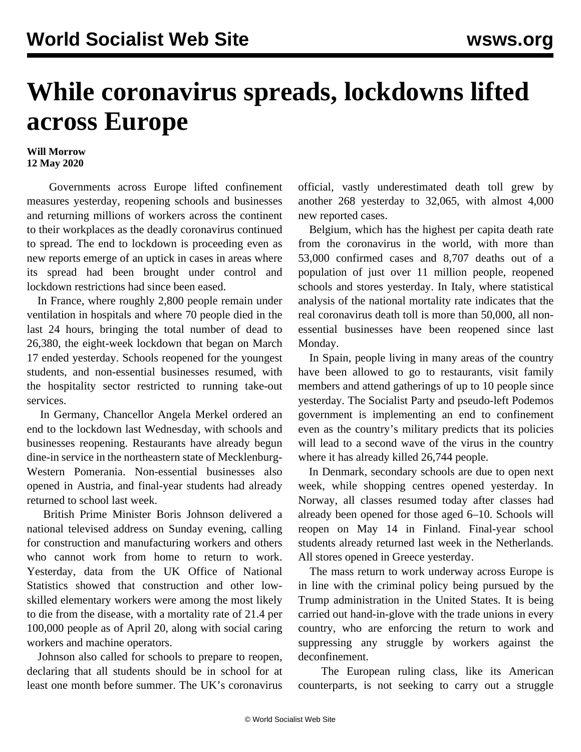# While coronavirus spreads, lockdowns lifted across Europe

**Will Morrow**
**12 May 2020**

Governments across Europe lifted confinement measures yesterday, reopening schools and businesses and returning millions of workers across the continent to their workplaces as the deadly coronavirus continued to spread. The end to lockdown is proceeding even as new reports emerge of an uptick in cases in areas where its spread had been brought under control and lockdown restrictions had since been eased.

In France, where roughly 2,800 people remain under ventilation in hospitals and where 70 people died in the last 24 hours, bringing the total number of dead to 26,380, the eight-week lockdown that began on March 17 ended yesterday. Schools reopened for the youngest students, and non-essential businesses resumed, with the hospitality sector restricted to running take-out services.

In Germany, Chancellor Angela Merkel ordered an end to the lockdown last Wednesday, with schools and businesses reopening. Restaurants have already begun dine-in service in the northeastern state of Mecklenburg-Western Pomerania. Non-essential businesses also opened in Austria, and final-year students had already returned to school last week.

British Prime Minister Boris Johnson delivered a national televised address on Sunday evening, calling for construction and manufacturing workers and others who cannot work from home to return to work. Yesterday, data from the UK Office of National Statistics showed that construction and other low-skilled elementary workers were among the most likely to die from the disease, with a mortality rate of 21.4 per 100,000 people as of April 20, along with social caring workers and machine operators.

Johnson also called for schools to prepare to reopen, declaring that all students should be in school for at least one month before summer. The UK's coronavirus official, vastly underestimated death toll grew by another 268 yesterday to 32,065, with almost 4,000 new reported cases.

Belgium, which has the highest per capita death rate from the coronavirus in the world, with more than 53,000 confirmed cases and 8,707 deaths out of a population of just over 11 million people, reopened schools and stores yesterday. In Italy, where statistical analysis of the national mortality rate indicates that the real coronavirus death toll is more than 50,000, all non-essential businesses have been reopened since last Monday.

In Spain, people living in many areas of the country have been allowed to go to restaurants, visit family members and attend gatherings of up to 10 people since yesterday. The Socialist Party and pseudo-left Podemos government is implementing an end to confinement even as the country's military predicts that its policies will lead to a second wave of the virus in the country where it has already killed 26,744 people.

In Denmark, secondary schools are due to open next week, while shopping centres opened yesterday. In Norway, all classes resumed today after classes had already been opened for those aged 6–10. Schools will reopen on May 14 in Finland. Final-year school students already returned last week in the Netherlands. All stores opened in Greece yesterday.

The mass return to work underway across Europe is in line with the criminal policy being pursued by the Trump administration in the United States. It is being carried out hand-in-glove with the trade unions in every country, who are enforcing the return to work and suppressing any struggle by workers against the deconfinement.

The European ruling class, like its American counterparts, is not seeking to carry out a struggle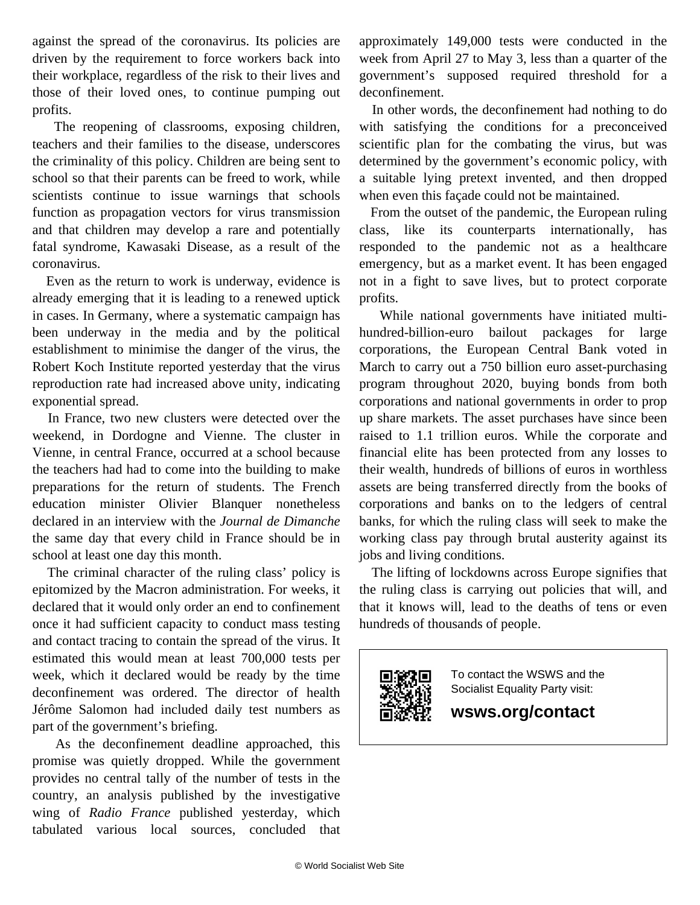against the spread of the coronavirus. Its policies are driven by the requirement to force workers back into their workplace, regardless of the risk to their lives and those of their loved ones, to continue pumping out profits.

The reopening of classrooms, exposing children, teachers and their families to the disease, underscores the criminality of this policy. Children are being sent to school so that their parents can be freed to work, while scientists continue to issue warnings that schools function as propagation vectors for virus transmission and that children may develop a rare and potentially fatal syndrome, Kawasaki Disease, as a result of the coronavirus.

Even as the return to work is underway, evidence is already emerging that it is leading to a renewed uptick in cases. In Germany, where a systematic campaign has been underway in the media and by the political establishment to minimise the danger of the virus, the Robert Koch Institute reported yesterday that the virus reproduction rate had increased above unity, indicating exponential spread.

In France, two new clusters were detected over the weekend, in Dordogne and Vienne. The cluster in Vienne, in central France, occurred at a school because the teachers had had to come into the building to make preparations for the return of students. The French education minister Olivier Blanquer nonetheless declared in an interview with the *Journal de Dimanche* the same day that every child in France should be in school at least one day this month.

The criminal character of the ruling class' policy is epitomized by the Macron administration. For weeks, it declared that it would only order an end to confinement once it had sufficient capacity to conduct mass testing and contact tracing to contain the spread of the virus. It estimated this would mean at least 700,000 tests per week, which it declared would be ready by the time deconfinement was ordered. The director of health Jérôme Salomon had included daily test numbers as part of the government's briefing.

As the deconfinement deadline approached, this promise was quietly dropped. While the government provides no central tally of the number of tests in the country, an analysis published by the investigative wing of *Radio France* published yesterday, which tabulated various local sources, concluded that approximately 149,000 tests were conducted in the week from April 27 to May 3, less than a quarter of the government's supposed required threshold for a deconfinement.

In other words, the deconfinement had nothing to do with satisfying the conditions for a preconceived scientific plan for the combating the virus, but was determined by the government's economic policy, with a suitable lying pretext invented, and then dropped when even this façade could not be maintained.

From the outset of the pandemic, the European ruling class, like its counterparts internationally, has responded to the pandemic not as a healthcare emergency, but as a market event. It has been engaged not in a fight to save lives, but to protect corporate profits.

While national governments have initiated multi-hundred-billion-euro bailout packages for large corporations, the European Central Bank voted in March to carry out a 750 billion euro asset-purchasing program throughout 2020, buying bonds from both corporations and national governments in order to prop up share markets. The asset purchases have since been raised to 1.1 trillion euros. While the corporate and financial elite has been protected from any losses to their wealth, hundreds of billions of euros in worthless assets are being transferred directly from the books of corporations and banks on to the ledgers of central banks, for which the ruling class will seek to make the working class pay through brutal austerity against its jobs and living conditions.

The lifting of lockdowns across Europe signifies that the ruling class is carrying out policies that will, and that it knows will, lead to the deaths of tens or even hundreds of thousands of people.

To contact the WSWS and the Socialist Equality Party visit:

**wsws.org/contact**